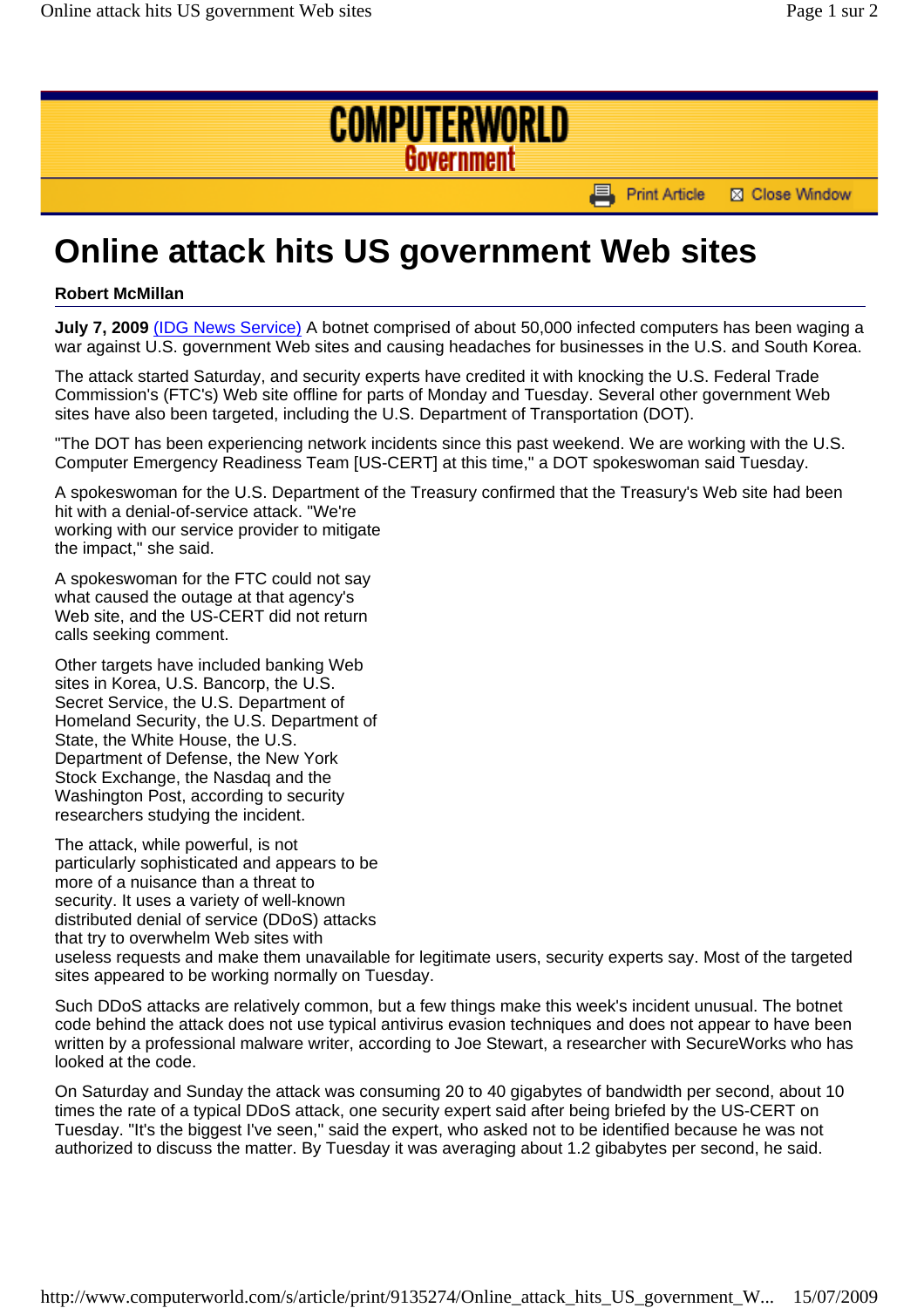# Online attack hits US government Web sites

**Robert McMillan**

**July 7, 2009** (IDG News Service) A botnet comprised of about 50,000 infected computers has been waging a war against U.S. government Web sites and causing headaches for businesses in the U.S. and South Korea.

The attack started Saturday, and security experts have credited it with knocking the U.S. Federal Trade Commission's (FTC's) Web site offline for parts of Monday and Tuesday. Several other government Web sites have also been targeted, including the U.S. Department of Transportation (DOT).

"The DOT has been experiencing network incidents since this past weekend. We are working with the U.S. Computer Emergency Readiness Team [US-CERT] at this time," a DOT spokeswoman said Tuesday.

A spokeswoman for the U.S. Department of the Treasury confirmed that the Treasury's Web site had been hit with a denial-of-service attack. "We're working with our service provider to mitigate the impact," she said.

A spokeswoman for the FTC could not say what caused the outage at that agency's Web site, and the US-CERT did not return calls seeking comment.

Other targets have included banking Web sites in Korea, U.S. Bancorp, the U.S. Secret Service, the U.S. Department of Homeland Security, the U.S. Department of State, the White House, the U.S. Department of Defense, the New York Stock Exchange, the Nasdaq and the Washington Post, according to security researchers studying the incident.

The attack, while powerful, is not particularly sophisticated and appears to be more of a nuisance than a threat to security. It uses a variety of well-known distributed denial of service (DDoS) attacks that try to overwhelm Web sites with useless requests and make them unavailable for legitimate users, security experts say. Most of the targeted sites appeared to be working normally on Tuesday.

Such DDoS attacks are relatively common, but a few things make this week's incident unusual. The botnet code behind the attack does not use typical antivirus evasion techniques and does not appear to have been written by a professional malware writer, according to Joe Stewart, a researcher with SecureWorks who has looked at the code.

On Saturday and Sunday the attack was consuming 20 to 40 gigabytes of bandwidth per second, about 10 times the rate of a typical DDoS attack, one security expert said after being briefed by the US-CERT on Tuesday. "It's the biggest I've seen," said the expert, who asked not to be identified because he was not authorized to discuss the matter. By Tuesday it was averaging about 1.2 gibabytes per second, he said.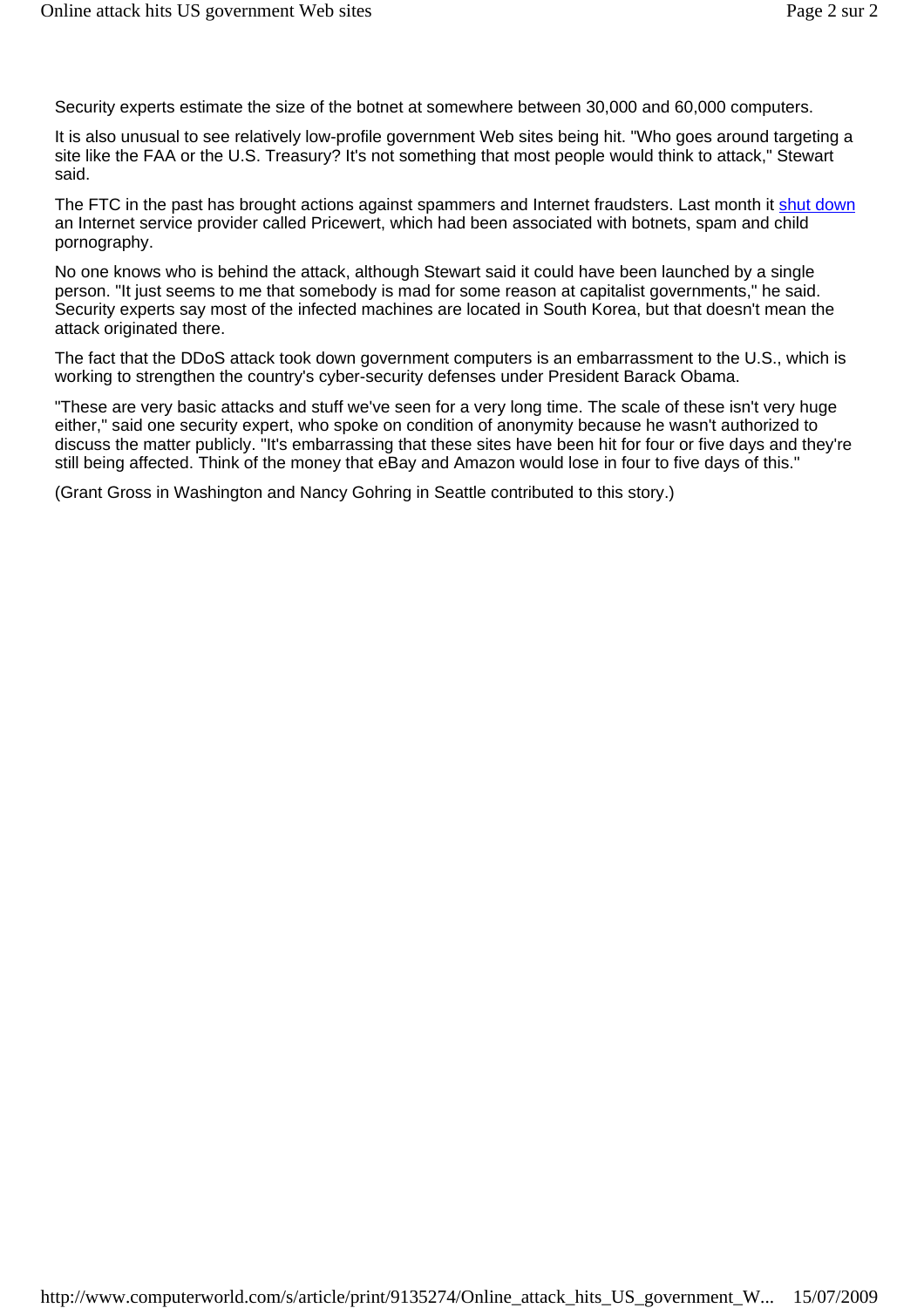Security experts estimate the size of the botnet at somewhere between 30,000 and 60,000 computers.

It is also unusual to see relatively low-profile government Web sites being hit. "Who goes around targeting a site like the FAA or the U.S. Treasury? It's not something that most people would think to attack," Stewart said.

The FTC in the past has brought actions against spammers and Internet fraudsters. Last month it shut down an Internet service provider called Pricewert, which had been associated with botnets, spam and child pornography.

No one knows who is behind the attack, although Stewart said it could have been launched by a single person. "It just seems to me that somebody is mad for some reason at capitalist governments," he said. Security experts say most of the infected machines are located in South Korea, but that doesn't mean the attack originated there.

The fact that the DDoS attack took down government computers is an embarrassment to the U.S., which is working to strengthen the country's cyber-security defenses under President Barack Obama.

"These are very basic attacks and stuff we've seen for a very long time. The scale of these isn't very huge either," said one security expert, who spoke on condition of anonymity because he wasn't authorized to discuss the matter publicly. "It's embarrassing that these sites have been hit for four or five days and they're still being affected. Think of the money that eBay and Amazon would lose in four to five days of this."

(Grant Gross in Washington and Nancy Gohring in Seattle contributed to this story.)